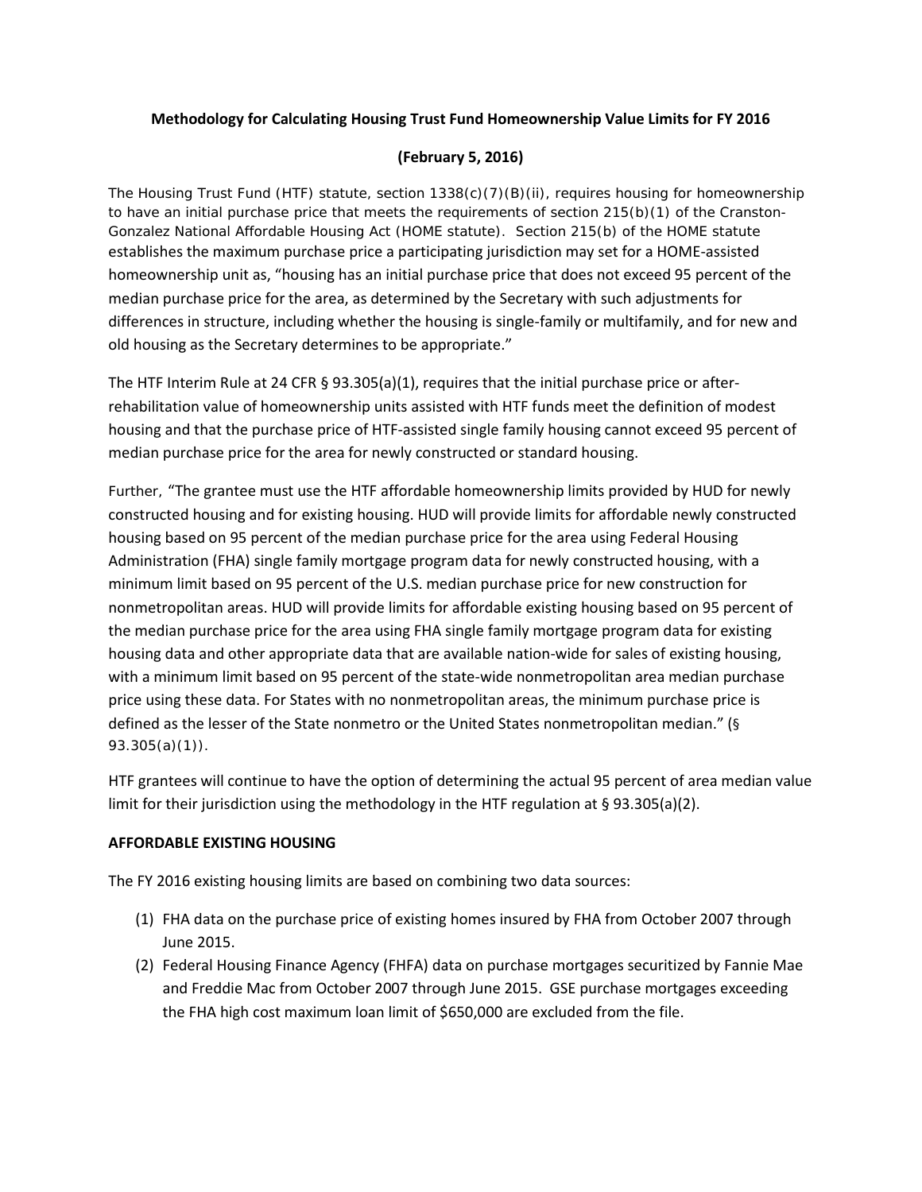**Methodology for Calculating Housing Trust Fund Homeownership Value Limits for FY 2016**

**(February 5, 2016)**

The Housing Trust Fund (HTF) statute, section 1338(c)(7)(B)(ii), requires housing for homeownership to have an initial purchase price that meets the requirements of section 215(b)(1) of the Cranston-Gonzalez National Affordable Housing Act (HOME statute). Section 215(b) of the HOME statute establishes the maximum purchase price a participating jurisdiction may set for a HOME-assisted homeownership unit as, "housing has an initial purchase price that does not exceed 95 percent of the median purchase price for the area, as determined by the Secretary with such adjustments for differences in structure, including whether the housing is single-family or multifamily, and for new and old housing as the Secretary determines to be appropriate."

The HTF Interim Rule at 24 CFR § 93.305(a)(1), requires that the initial purchase price or after-rehabilitation value of homeownership units assisted with HTF funds meet the definition of modest housing and that the purchase price of HTF-assisted single family housing cannot exceed 95 percent of median purchase price for the area for newly constructed or standard housing.

Further, "The grantee must use the HTF affordable homeownership limits provided by HUD for newly constructed housing and for existing housing. HUD will provide limits for affordable newly constructed housing based on 95 percent of the median purchase price for the area using Federal Housing Administration (FHA) single family mortgage program data for newly constructed housing, with a minimum limit based on 95 percent of the U.S. median purchase price for new construction for nonmetropolitan areas. HUD will provide limits for affordable existing housing based on 95 percent of the median purchase price for the area using FHA single family mortgage program data for existing housing data and other appropriate data that are available nation-wide for sales of existing housing, with a minimum limit based on 95 percent of the state-wide nonmetropolitan area median purchase price using these data. For States with no nonmetropolitan areas, the minimum purchase price is defined as the lesser of the State nonmetro or the United States nonmetropolitan median." (§ 93.305(a)(1)).

HTF grantees will continue to have the option of determining the actual 95 percent of area median value limit for their jurisdiction using the methodology in the HTF regulation at § 93.305(a)(2).

**AFFORDABLE EXISTING HOUSING**

The FY 2016 existing housing limits are based on combining two data sources:

1. FHA data on the purchase price of existing homes insured by FHA from October 2007 through June 2015.
2. Federal Housing Finance Agency (FHFA) data on purchase mortgages securitized by Fannie Mae and Freddie Mac from October 2007 through June 2015. GSE purchase mortgages exceeding the FHA high cost maximum loan limit of $650,000 are excluded from the file.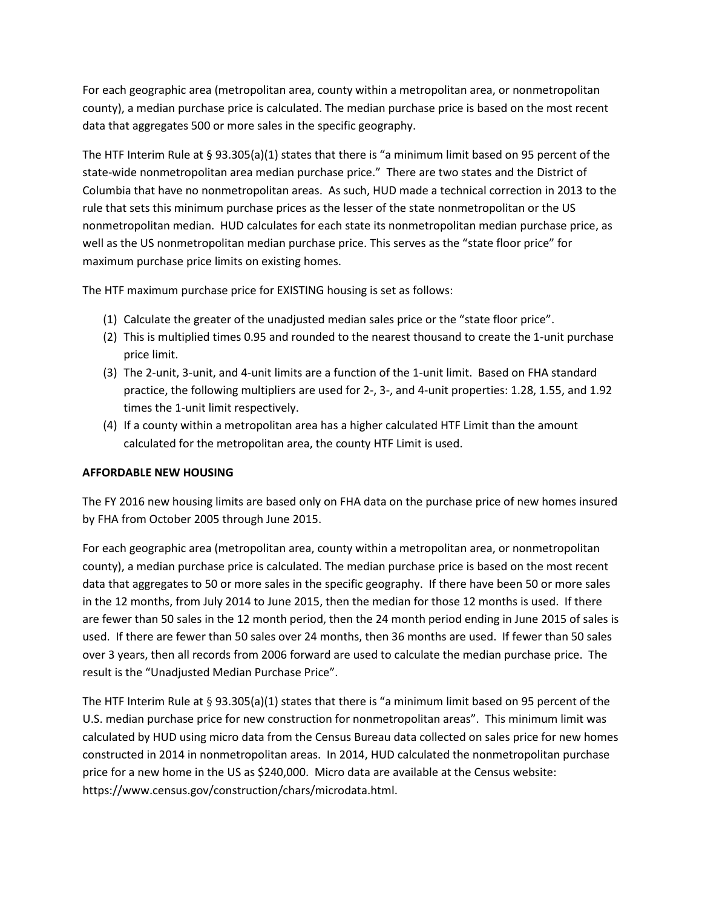For each geographic area (metropolitan area, county within a metropolitan area, or nonmetropolitan county), a median purchase price is calculated. The median purchase price is based on the most recent data that aggregates 500 or more sales in the specific geography.

The HTF Interim Rule at § 93.305(a)(1) states that there is "a minimum limit based on 95 percent of the state-wide nonmetropolitan area median purchase price." There are two states and the District of Columbia that have no nonmetropolitan areas. As such, HUD made a technical correction in 2013 to the rule that sets this minimum purchase prices as the lesser of the state nonmetropolitan or the US nonmetropolitan median. HUD calculates for each state its nonmetropolitan median purchase price, as well as the US nonmetropolitan median purchase price. This serves as the "state floor price" for maximum purchase price limits on existing homes.

The HTF maximum purchase price for EXISTING housing is set as follows:

(1) Calculate the greater of the unadjusted median sales price or the "state floor price".
(2) This is multiplied times 0.95 and rounded to the nearest thousand to create the 1-unit purchase price limit.
(3) The 2-unit, 3-unit, and 4-unit limits are a function of the 1-unit limit. Based on FHA standard practice, the following multipliers are used for 2-, 3-, and 4-unit properties: 1.28, 1.55, and 1.92 times the 1-unit limit respectively.
(4) If a county within a metropolitan area has a higher calculated HTF Limit than the amount calculated for the metropolitan area, the county HTF Limit is used.

**AFFORDABLE NEW HOUSING**

The FY 2016 new housing limits are based only on FHA data on the purchase price of new homes insured by FHA from October 2005 through June 2015.

For each geographic area (metropolitan area, county within a metropolitan area, or nonmetropolitan county), a median purchase price is calculated. The median purchase price is based on the most recent data that aggregates to 50 or more sales in the specific geography. If there have been 50 or more sales in the 12 months, from July 2014 to June 2015, then the median for those 12 months is used. If there are fewer than 50 sales in the 12 month period, then the 24 month period ending in June 2015 of sales is used. If there are fewer than 50 sales over 24 months, then 36 months are used. If fewer than 50 sales over 3 years, then all records from 2006 forward are used to calculate the median purchase price. The result is the "Unadjusted Median Purchase Price".

The HTF Interim Rule at § 93.305(a)(1) states that there is "a minimum limit based on 95 percent of the U.S. median purchase price for new construction for nonmetropolitan areas". This minimum limit was calculated by HUD using micro data from the Census Bureau data collected on sales price for new homes constructed in 2014 in nonmetropolitan areas. In 2014, HUD calculated the nonmetropolitan purchase price for a new home in the US as $240,000. Micro data are available at the Census website: https://www.census.gov/construction/chars/microdata.html.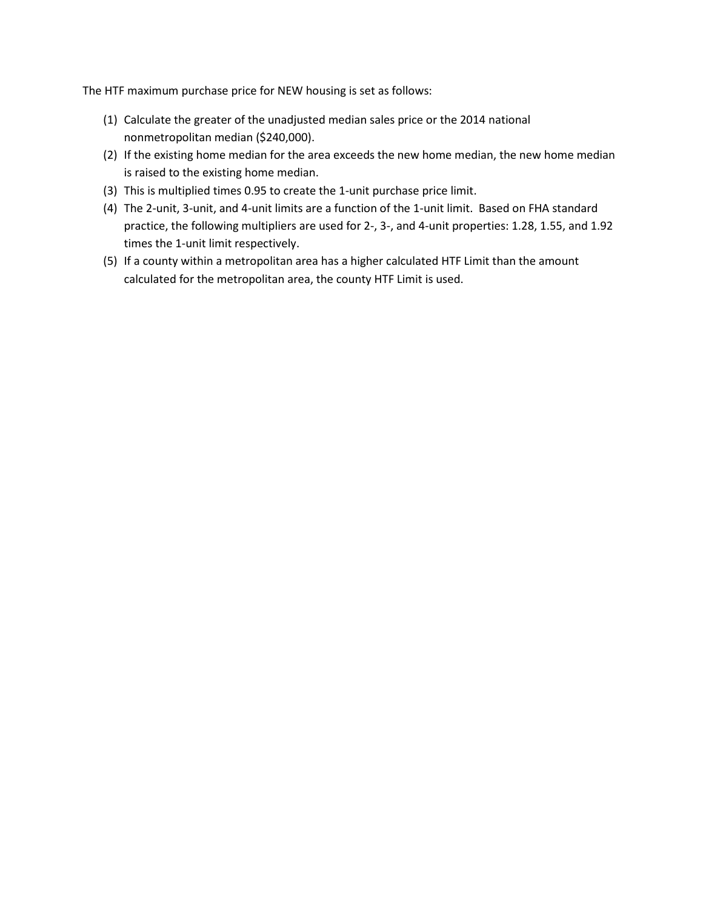The HTF maximum purchase price for NEW housing is set as follows:

(1) Calculate the greater of the unadjusted median sales price or the 2014 national nonmetropolitan median ($240,000).
(2) If the existing home median for the area exceeds the new home median, the new home median is raised to the existing home median.
(3) This is multiplied times 0.95 to create the 1-unit purchase price limit.
(4) The 2-unit, 3-unit, and 4-unit limits are a function of the 1-unit limit. Based on FHA standard practice, the following multipliers are used for 2-, 3-, and 4-unit properties: 1.28, 1.55, and 1.92 times the 1-unit limit respectively.
(5) If a county within a metropolitan area has a higher calculated HTF Limit than the amount calculated for the metropolitan area, the county HTF Limit is used.